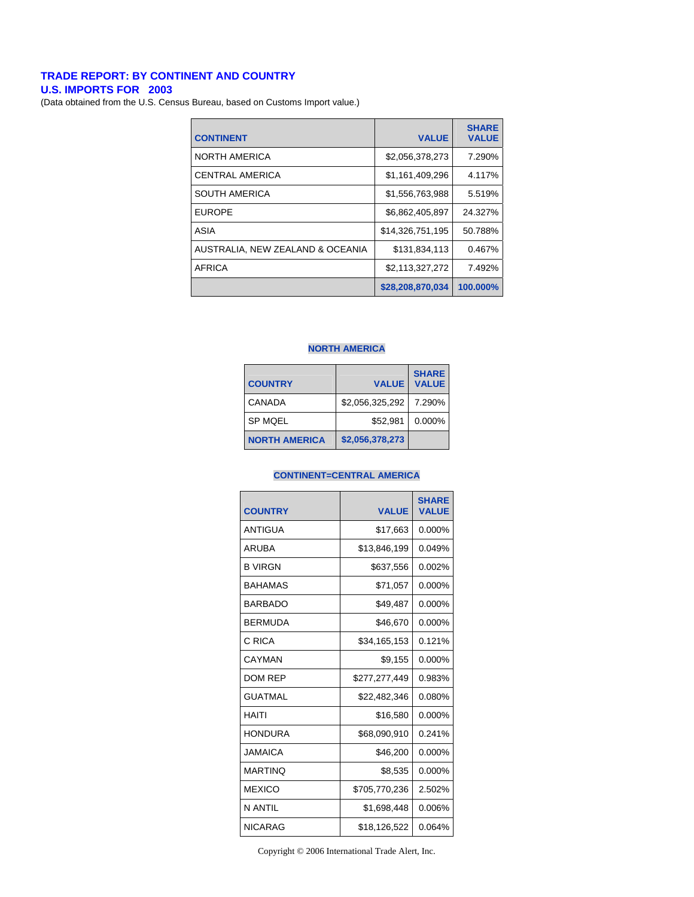# TRADE REPORT: BY CONTINENT AND COUNTRY

## U.S. IMPORTS FOR 2003

(Data obtained from the U.S. Census Bureau, based on Customs Import value.)

| CONTINENT | VALUE | SHARE VALUE |
|---|---:|---:|
| NORTH AMERICA | $2,056,378,273 | 7.290% |
| CENTRAL AMERICA | $1,161,409,296 | 4.117% |
| SOUTH AMERICA | $1,556,763,988 | 5.519% |
| EUROPE | $6,862,405,897 | 24.327% |
| ASIA | $14,326,751,195 | 50.788% |
| AUSTRALIA, NEW ZEALAND & OCEANIA | $131,834,113 | 0.467% |
| AFRICA | $2,113,327,272 | 7.492% |
| | **$28,208,870,034** | **100.000%** |

### NORTH AMERICA

| COUNTRY | VALUE | SHARE VALUE |
|---|---:|---:|
| CANADA | $2,056,325,292 | 7.290% |
| SP MQEL | $52,981 | 0.000% |
| **NORTH AMERICA** | **$2,056,378,273** | |

### CONTINENT=CENTRAL AMERICA

| COUNTRY | VALUE | SHARE VALUE |
|---|---:|---:|
| ANTIGUA | $17,663 | 0.000% |
| ARUBA | $13,846,199 | 0.049% |
| B VIRGN | $637,556 | 0.002% |
| BAHAMAS | $71,057 | 0.000% |
| BARBADO | $49,487 | 0.000% |
| BERMUDA | $46,670 | 0.000% |
| C RICA | $34,165,153 | 0.121% |
| CAYMAN | $9,155 | 0.000% |
| DOM REP | $277,277,449 | 0.983% |
| GUATMAL | $22,482,346 | 0.080% |
| HAITI | $16,580 | 0.000% |
| HONDURA | $68,090,910 | 0.241% |
| JAMAICA | $46,200 | 0.000% |
| MARTINQ | $8,535 | 0.000% |
| MEXICO | $705,770,236 | 2.502% |
| N ANTIL | $1,698,448 | 0.006% |
| NICARAG | $18,126,522 | 0.064% |

Copyright © 2006 International Trade Alert, Inc.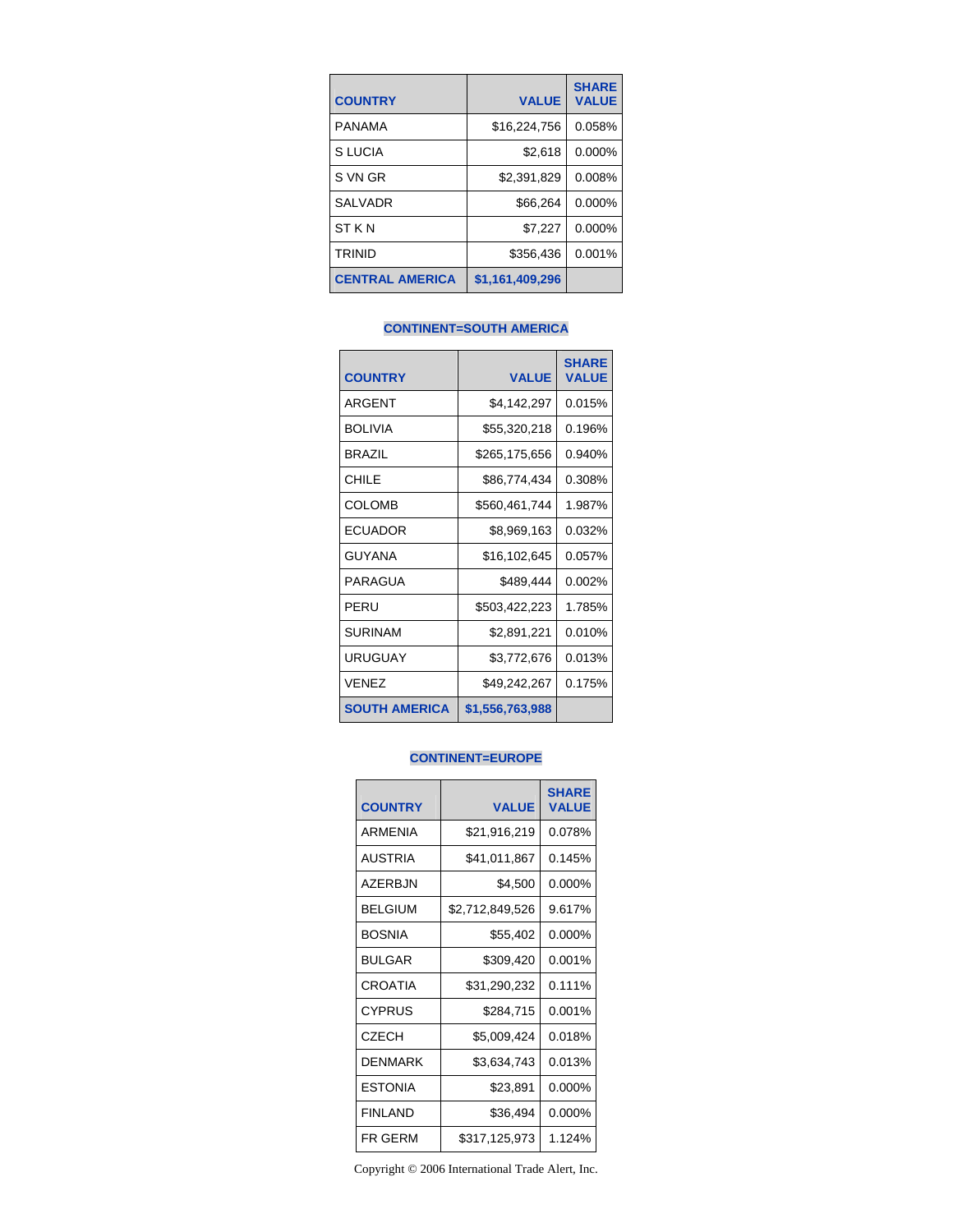| COUNTRY | VALUE | SHARE VALUE |
|---|---|---|
| PANAMA | $16,224,756 | 0.058% |
| S LUCIA | $2,618 | 0.000% |
| S VN GR | $2,391,829 | 0.008% |
| SALVADR | $66,264 | 0.000% |
| ST K N | $7,227 | 0.000% |
| TRINID | $356,436 | 0.001% |
| CENTRAL AMERICA | $1,161,409,296 | |

### CONTINENT=SOUTH AMERICA

| COUNTRY | VALUE | SHARE VALUE |
|---|---|---|
| ARGENT | $4,142,297 | 0.015% |
| BOLIVIA | $55,320,218 | 0.196% |
| BRAZIL | $265,175,656 | 0.940% |
| CHILE | $86,774,434 | 0.308% |
| COLOMB | $560,461,744 | 1.987% |
| ECUADOR | $8,969,163 | 0.032% |
| GUYANA | $16,102,645 | 0.057% |
| PARAGUA | $489,444 | 0.002% |
| PERU | $503,422,223 | 1.785% |
| SURINAM | $2,891,221 | 0.010% |
| URUGUAY | $3,772,676 | 0.013% |
| VENEZ | $49,242,267 | 0.175% |
| SOUTH AMERICA | $1,556,763,988 | |

### CONTINENT=EUROPE

| COUNTRY | VALUE | SHARE VALUE |
|---|---|---|
| ARMENIA | $21,916,219 | 0.078% |
| AUSTRIA | $41,011,867 | 0.145% |
| AZERBJN | $4,500 | 0.000% |
| BELGIUM | $2,712,849,526 | 9.617% |
| BOSNIA | $55,402 | 0.000% |
| BULGAR | $309,420 | 0.001% |
| CROATIA | $31,290,232 | 0.111% |
| CYPRUS | $284,715 | 0.001% |
| CZECH | $5,009,424 | 0.018% |
| DENMARK | $3,634,743 | 0.013% |
| ESTONIA | $23,891 | 0.000% |
| FINLAND | $36,494 | 0.000% |
| FR GERM | $317,125,973 | 1.124% |

Copyright © 2006 International Trade Alert, Inc.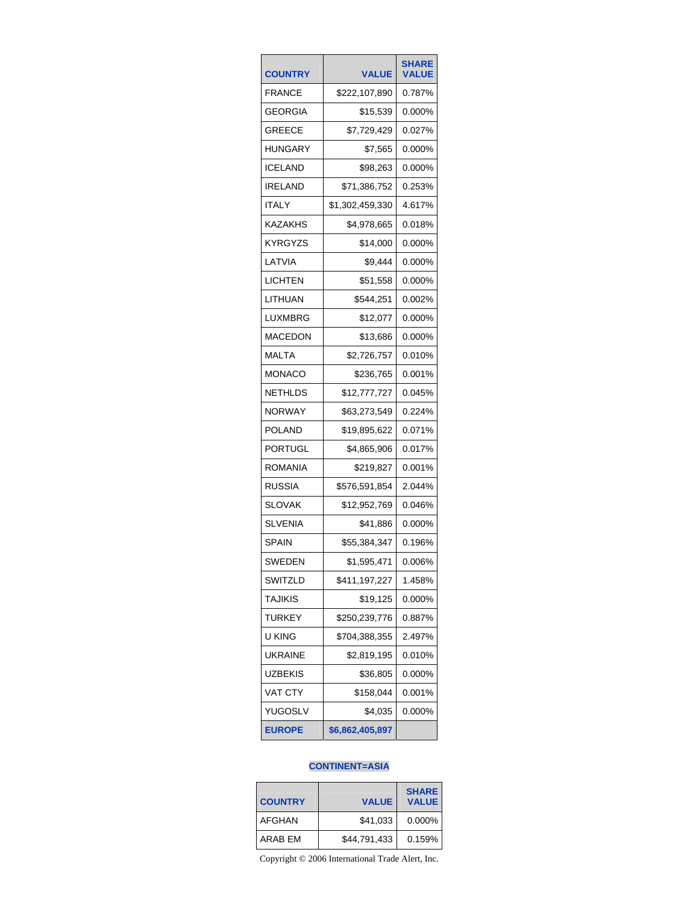| COUNTRY | VALUE | SHARE VALUE |
|---|---|---|
| FRANCE | $222,107,890 | 0.787% |
| GEORGIA | $15,539 | 0.000% |
| GREECE | $7,729,429 | 0.027% |
| HUNGARY | $7,565 | 0.000% |
| ICELAND | $98,263 | 0.000% |
| IRELAND | $71,386,752 | 0.253% |
| ITALY | $1,302,459,330 | 4.617% |
| KAZAKHS | $4,978,665 | 0.018% |
| KYRGYZS | $14,000 | 0.000% |
| LATVIA | $9,444 | 0.000% |
| LICHTEN | $51,558 | 0.000% |
| LITHUAN | $544,251 | 0.002% |
| LUXMBRG | $12,077 | 0.000% |
| MACEDON | $13,686 | 0.000% |
| MALTA | $2,726,757 | 0.010% |
| MONACO | $236,765 | 0.001% |
| NETHLDS | $12,777,727 | 0.045% |
| NORWAY | $63,273,549 | 0.224% |
| POLAND | $19,895,622 | 0.071% |
| PORTUGL | $4,865,906 | 0.017% |
| ROMANIA | $219,827 | 0.001% |
| RUSSIA | $576,591,854 | 2.044% |
| SLOVAK | $12,952,769 | 0.046% |
| SLVENIA | $41,886 | 0.000% |
| SPAIN | $55,384,347 | 0.196% |
| SWEDEN | $1,595,471 | 0.006% |
| SWITZLD | $411,197,227 | 1.458% |
| TAJIKIS | $19,125 | 0.000% |
| TURKEY | $250,239,776 | 0.887% |
| U KING | $704,388,355 | 2.497% |
| UKRAINE | $2,819,195 | 0.010% |
| UZBEKIS | $36,805 | 0.000% |
| VAT CTY | $158,044 | 0.001% |
| YUGOSLV | $4,035 | 0.000% |
| **EUROPE** | **$6,862,405,897** | |

**CONTINENT=ASIA**

| COUNTRY | VALUE | SHARE VALUE |
|---|---|---|
| AFGHAN | $41,033 | 0.000% |
| ARAB EM | $44,791,433 | 0.159% |

Copyright © 2006 International Trade Alert, Inc.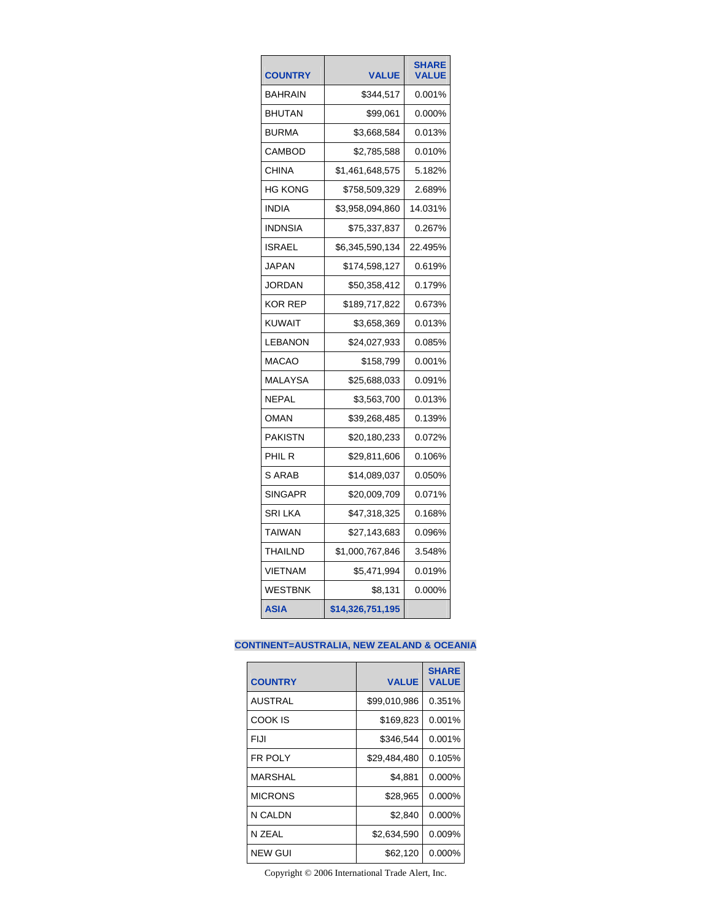| COUNTRY | VALUE | SHARE VALUE |
| --- | --- | --- |
| BAHRAIN | $344,517 | 0.001% |
| BHUTAN | $99,061 | 0.000% |
| BURMA | $3,668,584 | 0.013% |
| CAMBOD | $2,785,588 | 0.010% |
| CHINA | $1,461,648,575 | 5.182% |
| HG KONG | $758,509,329 | 2.689% |
| INDIA | $3,958,094,860 | 14.031% |
| INDNSIA | $75,337,837 | 0.267% |
| ISRAEL | $6,345,590,134 | 22.495% |
| JAPAN | $174,598,127 | 0.619% |
| JORDAN | $50,358,412 | 0.179% |
| KOR REP | $189,717,822 | 0.673% |
| KUWAIT | $3,658,369 | 0.013% |
| LEBANON | $24,027,933 | 0.085% |
| MACAO | $158,799 | 0.001% |
| MALAYSA | $25,688,033 | 0.091% |
| NEPAL | $3,563,700 | 0.013% |
| OMAN | $39,268,485 | 0.139% |
| PAKISTN | $20,180,233 | 0.072% |
| PHIL R | $29,811,606 | 0.106% |
| S ARAB | $14,089,037 | 0.050% |
| SINGAPR | $20,009,709 | 0.071% |
| SRI LKA | $47,318,325 | 0.168% |
| TAIWAN | $27,143,683 | 0.096% |
| THAILND | $1,000,767,846 | 3.548% |
| VIETNAM | $5,471,994 | 0.019% |
| WESTBNK | $8,131 | 0.000% |
| **ASIA** | **$14,326,751,195** | |

**CONTINENT=AUSTRALIA, NEW ZEALAND & OCEANIA**

| COUNTRY | VALUE | SHARE VALUE |
| --- | --- | --- |
| AUSTRAL | $99,010,986 | 0.351% |
| COOK IS | $169,823 | 0.001% |
| FIJI | $346,544 | 0.001% |
| FR POLY | $29,484,480 | 0.105% |
| MARSHAL | $4,881 | 0.000% |
| MICRONS | $28,965 | 0.000% |
| N CALDN | $2,840 | 0.000% |
| N ZEAL | $2,634,590 | 0.009% |
| NEW GUI | $62,120 | 0.000% |

Copyright © 2006 International Trade Alert, Inc.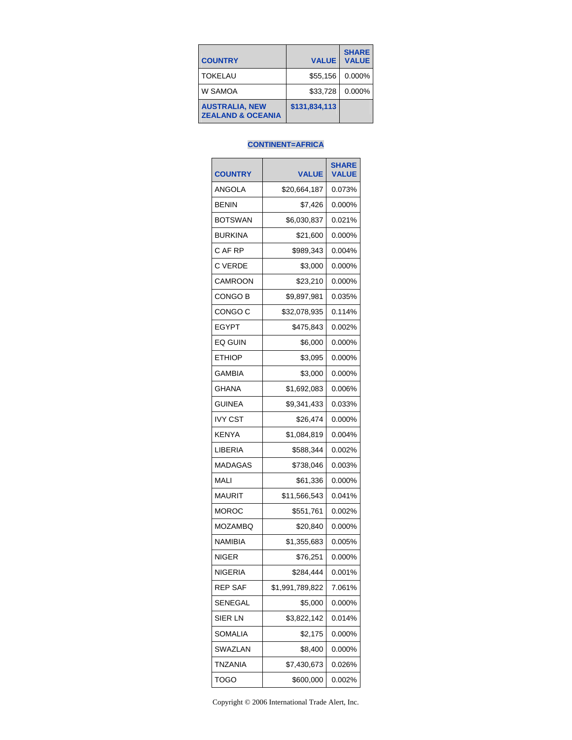| COUNTRY | VALUE | SHARE VALUE |
|---|---|---|
| TOKELAU | $55,156 | 0.000% |
| W SAMOA | $33,728 | 0.000% |
| **AUSTRALIA, NEW ZEALAND & OCEANIA** | **$131,834,113** | |

### CONTINENT=AFRICA

| COUNTRY | VALUE | SHARE VALUE |
|---|---|---|
| ANGOLA | $20,664,187 | 0.073% |
| BENIN | $7,426 | 0.000% |
| BOTSWAN | $6,030,837 | 0.021% |
| BURKINA | $21,600 | 0.000% |
| C AF RP | $989,343 | 0.004% |
| C VERDE | $3,000 | 0.000% |
| CAMROON | $23,210 | 0.000% |
| CONGO B | $9,897,981 | 0.035% |
| CONGO C | $32,078,935 | 0.114% |
| EGYPT | $475,843 | 0.002% |
| EQ GUIN | $6,000 | 0.000% |
| ETHIOP | $3,095 | 0.000% |
| GAMBIA | $3,000 | 0.000% |
| GHANA | $1,692,083 | 0.006% |
| GUINEA | $9,341,433 | 0.033% |
| IVY CST | $26,474 | 0.000% |
| KENYA | $1,084,819 | 0.004% |
| LIBERIA | $588,344 | 0.002% |
| MADAGAS | $738,046 | 0.003% |
| MALI | $61,336 | 0.000% |
| MAURIT | $11,566,543 | 0.041% |
| MOROC | $551,761 | 0.002% |
| MOZAMBQ | $20,840 | 0.000% |
| NAMIBIA | $1,355,683 | 0.005% |
| NIGER | $76,251 | 0.000% |
| NIGERIA | $284,444 | 0.001% |
| REP SAF | $1,991,789,822 | 7.061% |
| SENEGAL | $5,000 | 0.000% |
| SIER LN | $3,822,142 | 0.014% |
| SOMALIA | $2,175 | 0.000% |
| SWAZLAN | $8,400 | 0.000% |
| TNZANIA | $7,430,673 | 0.026% |
| TOGO | $600,000 | 0.002% |

Copyright © 2006 International Trade Alert, Inc.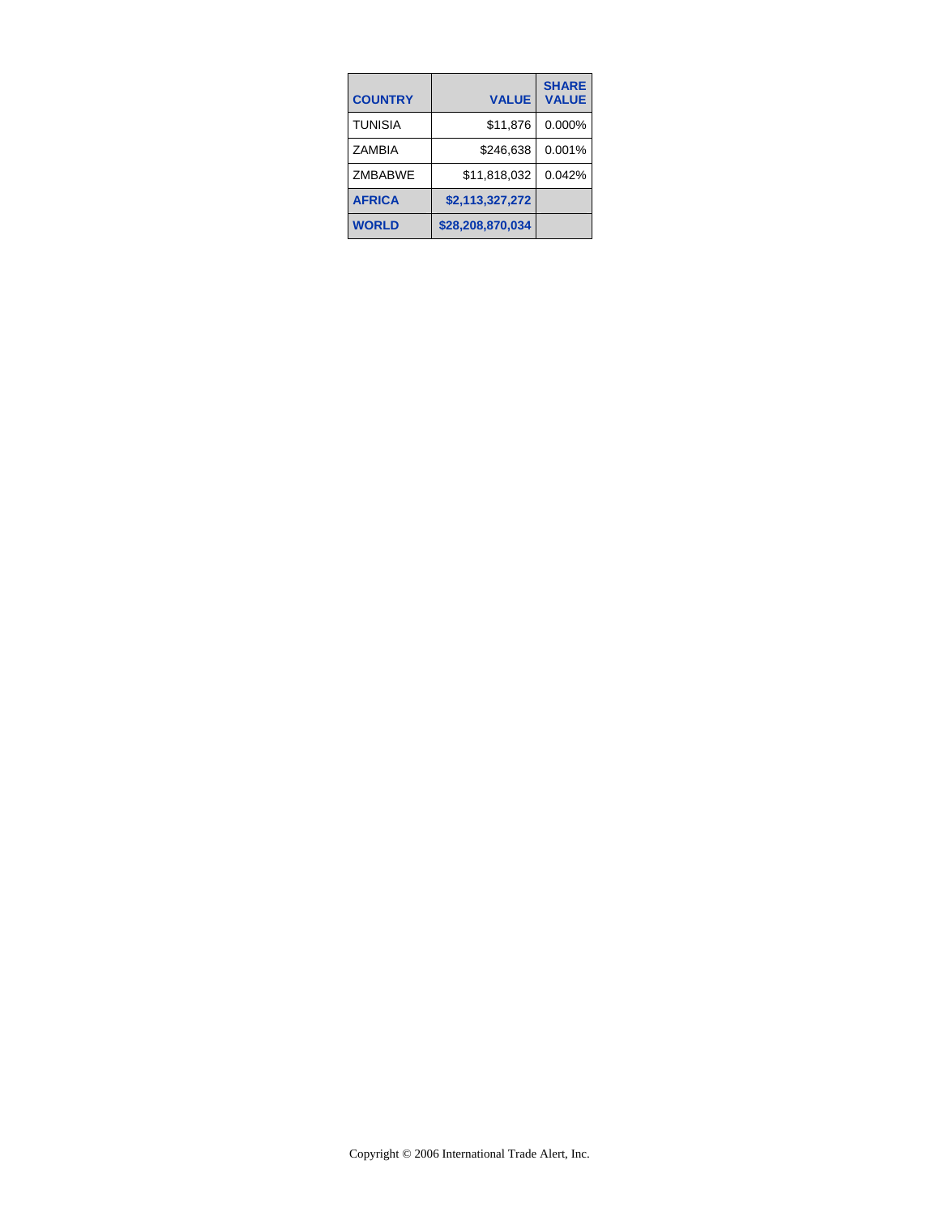| COUNTRY | VALUE | SHARE VALUE |
|---|---|---|
| TUNISIA | $11,876 | 0.000% |
| ZAMBIA | $246,638 | 0.001% |
| ZMBABWE | $11,818,032 | 0.042% |
| **AFRICA** | **$2,113,327,272** | |
| **WORLD** | **$28,208,870,034** | |

Copyright © 2006 International Trade Alert, Inc.